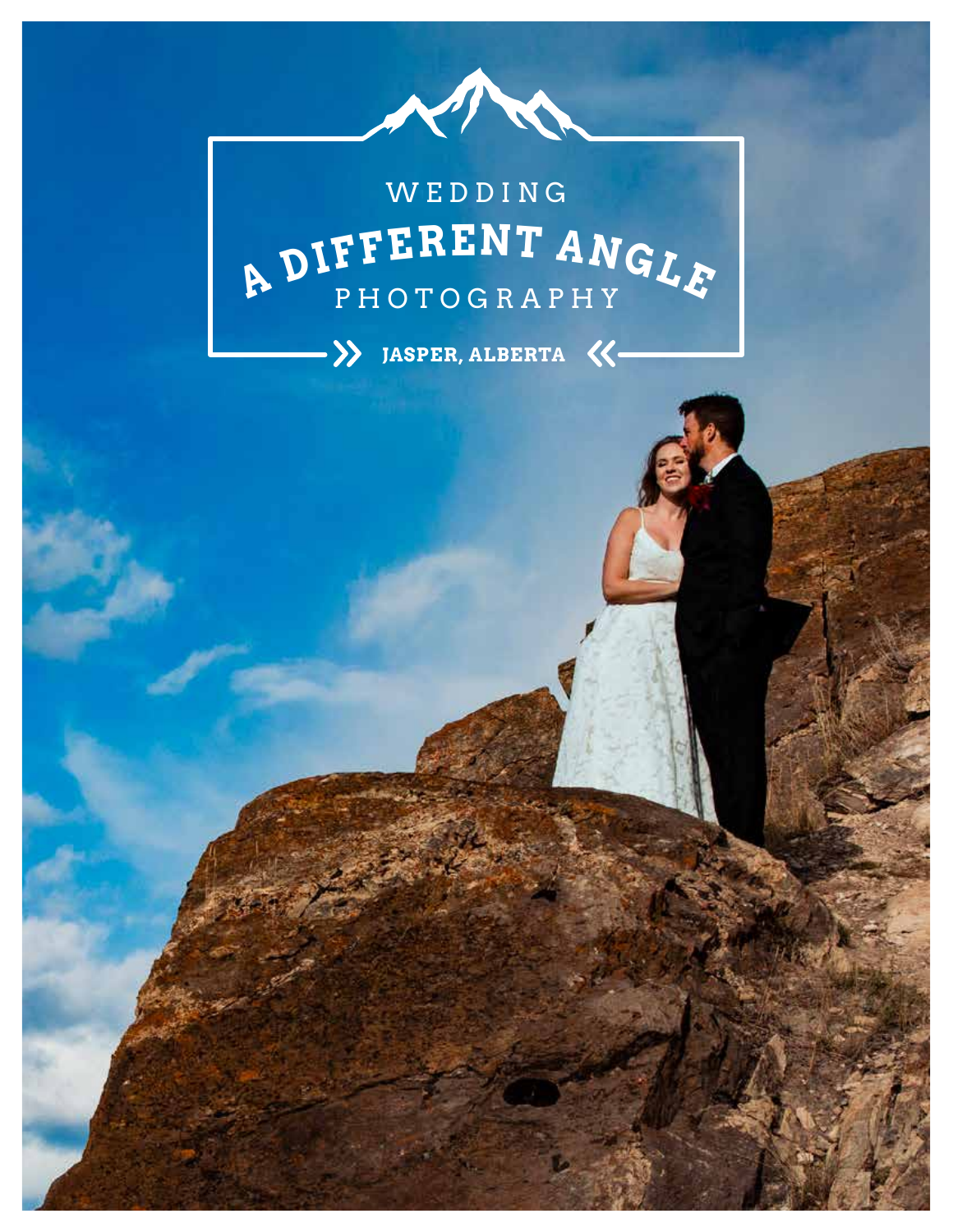WEDDING

# A DIFFERENT ANGLE

PHOTOGRAPHY

**JASPER, ALBERTA**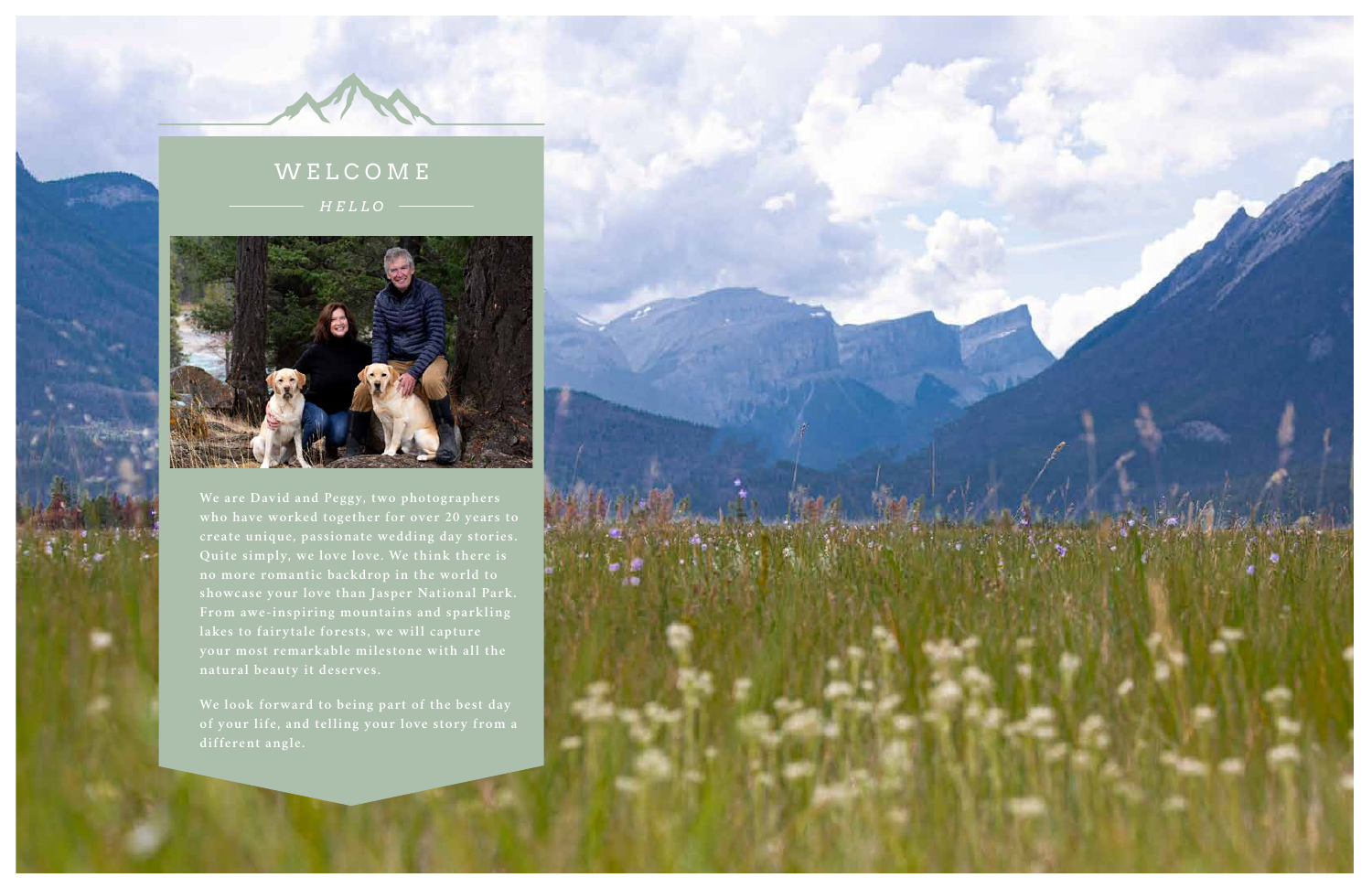# WELCOME

*HELLO*

We are David and Peggy, two photographers who have worked together for over 20 years to create unique, passionate wedding day stories. Quite simply, we love love. We think there is no more romantic backdrop in the world to showcase your love than Jasper National Park. From awe-inspiring mountains and sparkling lakes to fairytale forests, we will capture your most remarkable milestone with all the natural beauty it deserves.

We look forward to being part of the best day of your life, and telling your love story from a different angle.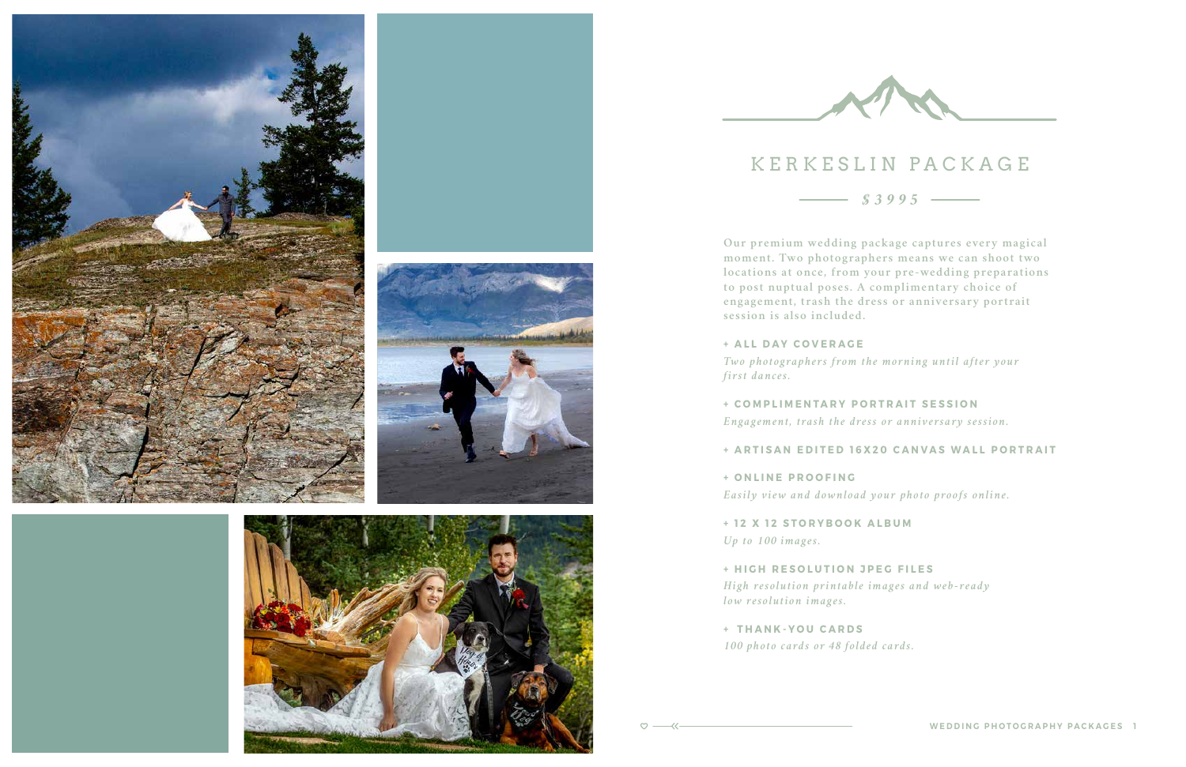# KERKESLIN PACKAGE

*$3995*

Our premium wedding package captures every magical moment. Two photographers means we can shoot two locations at once, from your pre-wedding preparations to post nuptual poses. A complimentary choice of engagement, trash the dress or anniversary portrait session is also included.

**+ ALL DAY COVERAGE**
*Two photographers from the morning until after your first dances.*

**+ COMPLIMENTARY PORTRAIT SESSION**
*Engagement, trash the dress or anniversary session.*

**+ ARTISAN EDITED 16X20 CANVAS WALL PORTRAIT**

**+ ONLINE PROOFING**
*Easily view and download your photo proofs online.*

**+ 12 X 12 STORYBOOK ALBUM**
*Up to 100 images.*

**+ HIGH RESOLUTION JPEG FILES**
*High resolution printable images and web-ready low resolution images.*

**+ THANK-YOU CARDS**
*100 photo cards or 48 folded cards.*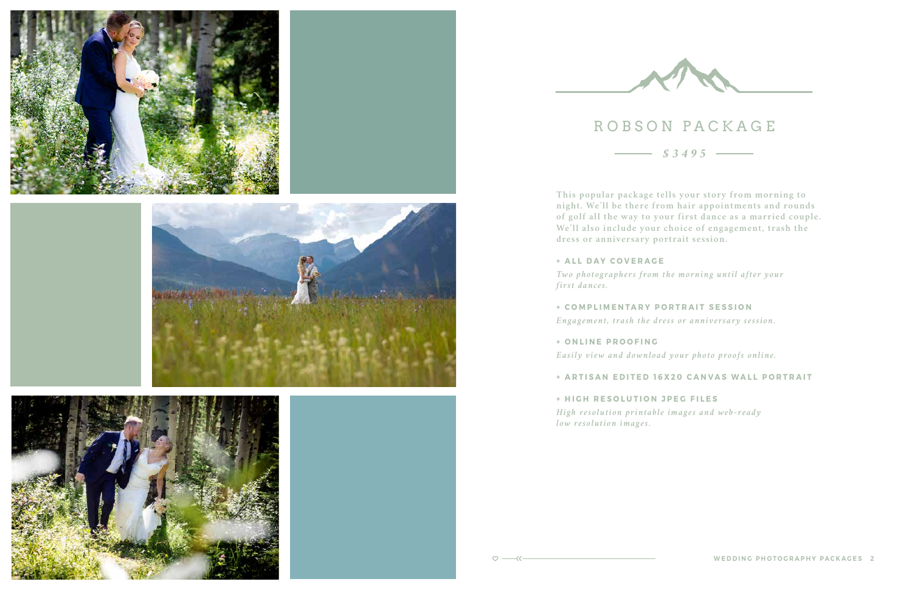# ROBSON PACKAGE

*$3495*

This popular package tells your story from morning to night. We'll be there from hair appointments and rounds of golf all the way to your first dance as a married couple. We'll also include your choice of engagement, trash the dress or anniversary portrait session.

**+ ALL DAY COVERAGE**

*Two photographers from the morning until after your first dances.*

**+ COMPLIMENTARY PORTRAIT SESSION**

*Engagement, trash the dress or anniversary session.*

**+ ONLINE PROOFING**

*Easily view and download your photo proofs online.*

**+ ARTISAN EDITED 16X20 CANVAS WALL PORTRAIT**

**+ HIGH RESOLUTION JPEG FILES**

*High resolution printable images and web-ready low resolution images.*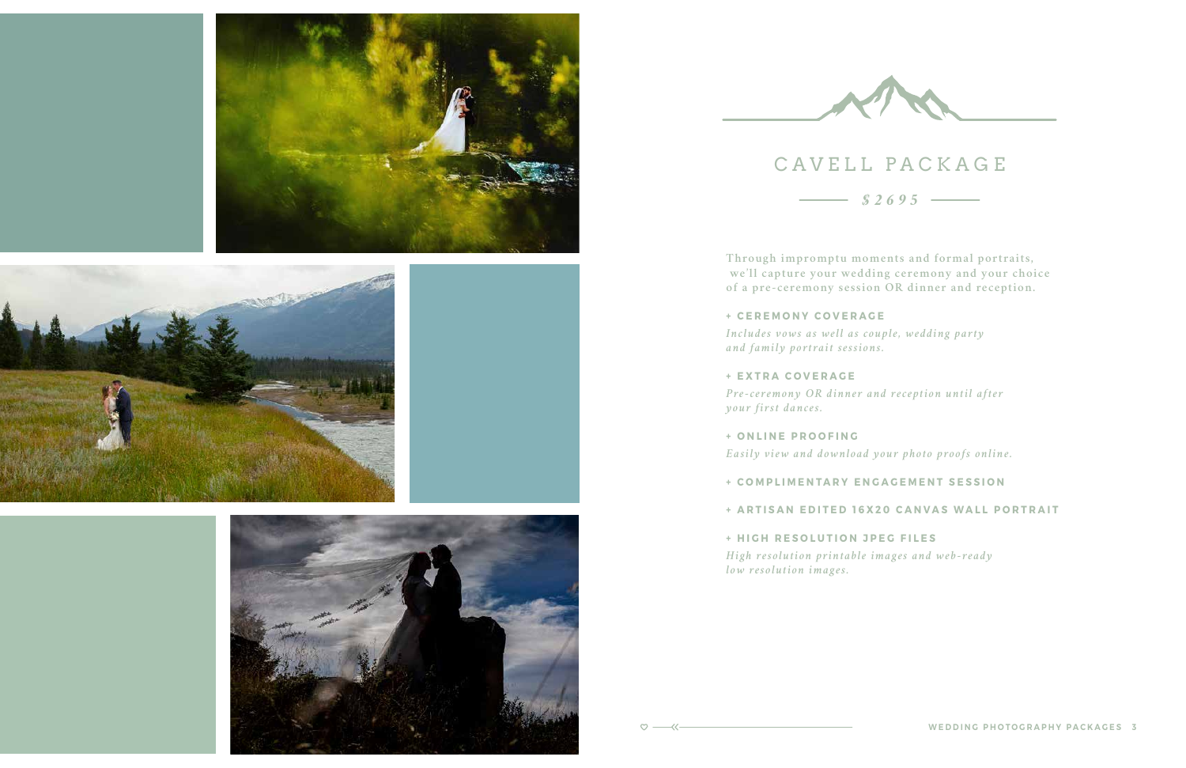# CAVELL PACKAGE

***$2695***

Through impromptu moments and formal portraits, we'll capture your wedding ceremony and your choice of a pre-ceremony session OR dinner and reception.

**+ CEREMONY COVERAGE**

*Includes vows as well as couple, wedding party and family portrait sessions.*

**+ EXTRA COVERAGE**

*Pre-ceremony OR dinner and reception until after your first dances.*

**+ ONLINE PROOFING**

*Easily view and download your photo proofs online.*

**+ COMPLIMENTARY ENGAGEMENT SESSION**

**+ ARTISAN EDITED 16X20 CANVAS WALL PORTRAIT**

**+ HIGH RESOLUTION JPEG FILES**

*High resolution printable images and web-ready low resolution images.*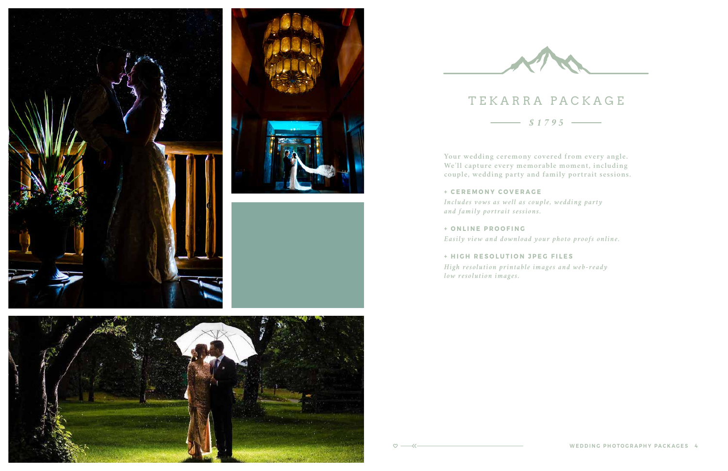# TEKARRA PACKAGE

***$1795***

Your wedding ceremony covered from every angle. We'll capture every memorable moment, including couple, wedding party and family portrait sessions.

**+ CEREMONY COVERAGE**

*Includes vows as well as couple, wedding party and family portrait sessions.*

**+ ONLINE PROOFING**

*Easily view and download your photo proofs online.*

**+ HIGH RESOLUTION JPEG FILES**

*High resolution printable images and web-ready low resolution images.*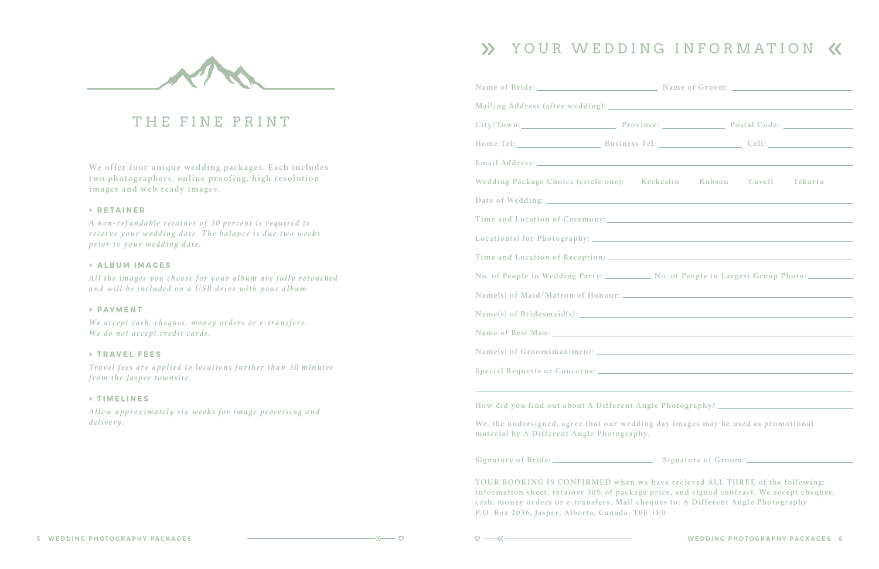# THE FINE PRINT

We offer four unique wedding packages. Each includes two photographers, online proofing, high resolution images and web ready images.

**+ RETAINER**

*A non-refundable retainer of 30 percent is required to reserve your wedding date. The balance is due two weeks prior to your wedding date.*

**+ ALBUM IMAGES**

*All the images you choose for your album are fully retouched and will be included on a USB drive with your album.*

**+ PAYMENT**

*We accept cash, cheques, money orders or e-transfers. We do not accept credit cards.*

**+ TRAVEL FEES**

*Travel fees are applied to locations further than 30 minutes from the Jasper townsite.*

**+ TIMELINES**

*Allow approximately six weeks for image processing and delivery.*

# » YOUR WEDDING INFORMATION «

Name of Bride: ____________ Name of Groom: ____________

Mailing Address (after wedding): ____________

City/Town: ____________ Province: ____________ Postal Code: ____________

Home Tel: ____________ Business Tel: ____________ Cell: ____________

Email Address: ____________

Wedding Package Choice (circle one): Kerkeslin Robson Cavell Tekarra

Date of Wedding: ____________

Time and Location of Ceremony: ____________

Location(s) for Photography: ____________

Time and Location of Reception: ____________

No. of People in Wedding Party: ____________ No. of People in Largest Group Photo: ____________

Name(s) of Maid/Matron of Honour: ____________

Name(s) of Bridesmaid(s): ____________

Name of Best Man: ____________

Name(s) of Groomsman(men): ____________

Special Requests or Concerns: ____________

____________

How did you find out about A Different Angle Photography? ____________

We, the undersigned, agree that our wedding day images may be used as promotional material by A Different Angle Photography.

Signature of Bride: ____________ Signature of Groom: ____________

YOUR BOOKING IS CONFIRMED when we have recieved ALL THREE of the following: information sheet, retainer 30% of package price, and signed contract. We accept cheques, cash, money orders or e-transfers. Mail cheques to: A Different Angle Photography P.O. Box 2036, Jasper, Alberta, Canada, T0E 1E0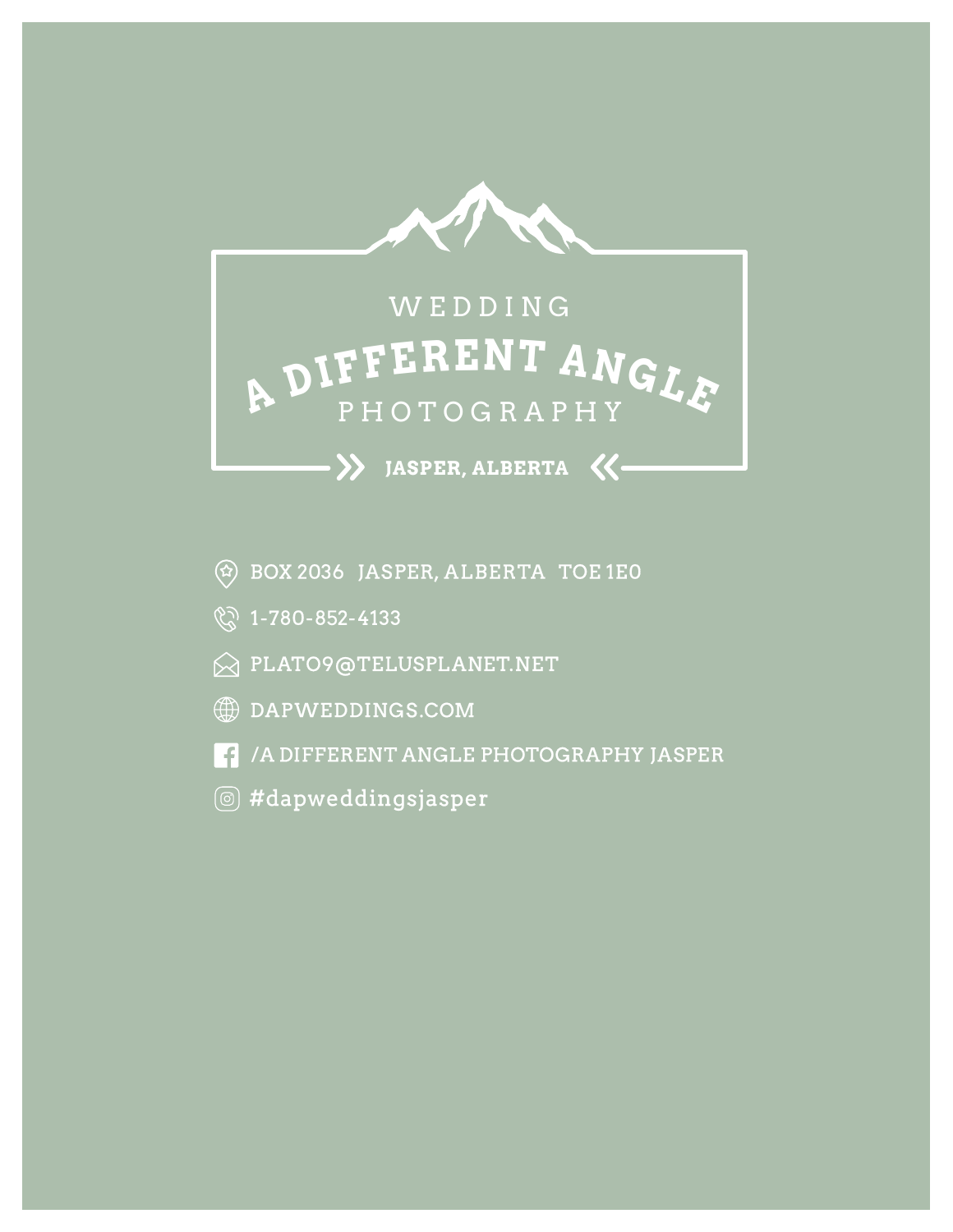WEDDING

# A DIFFERENT ANGLE

PHOTOGRAPHY

JASPER, ALBERTA

BOX 2036 JASPER, ALBERTA T0E 1E0

1-780-852-4133

PLATO9@TELUSPLANET.NET

DAPWEDDINGS.COM

/A DIFFERENT ANGLE PHOTOGRAPHY JASPER

#dapweddingsjasper